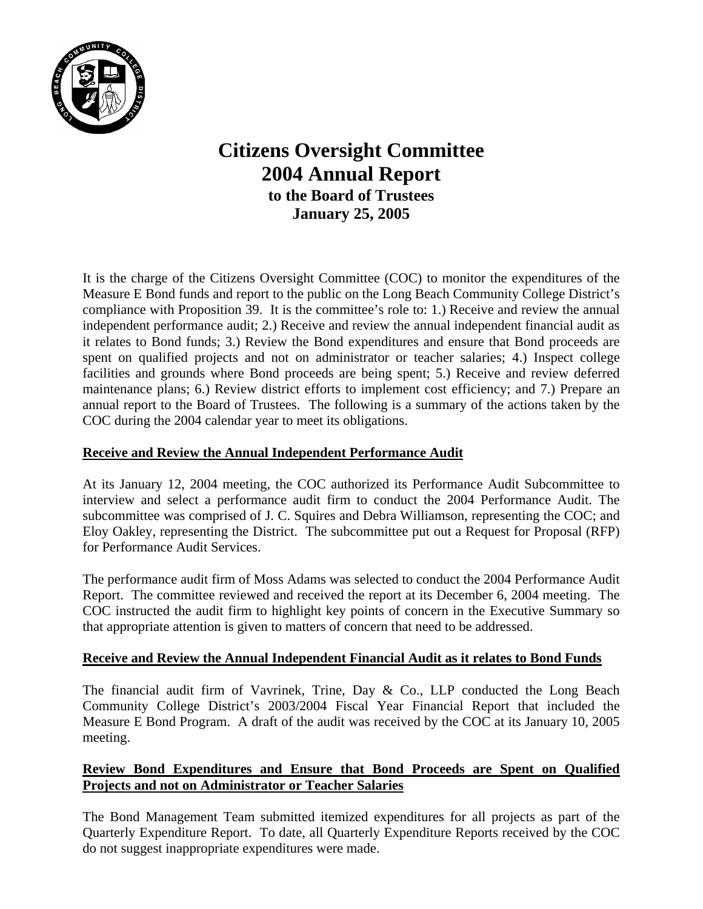# Citizens Oversight Committee
# 2004 Annual Report
### to the Board of Trustees
### January 25, 2005

It is the charge of the Citizens Oversight Committee (COC) to monitor the expenditures of the Measure E Bond funds and report to the public on the Long Beach Community College District's compliance with Proposition 39. It is the committee's role to: 1.) Receive and review the annual independent performance audit; 2.) Receive and review the annual independent financial audit as it relates to Bond funds; 3.) Review the Bond expenditures and ensure that Bond proceeds are spent on qualified projects and not on administrator or teacher salaries; 4.) Inspect college facilities and grounds where Bond proceeds are being spent; 5.) Receive and review deferred maintenance plans; 6.) Review district efforts to implement cost efficiency; and 7.) Prepare an annual report to the Board of Trustees. The following is a summary of the actions taken by the COC during the 2004 calendar year to meet its obligations.

**Receive and Review the Annual Independent Performance Audit**

At its January 12, 2004 meeting, the COC authorized its Performance Audit Subcommittee to interview and select a performance audit firm to conduct the 2004 Performance Audit. The subcommittee was comprised of J. C. Squires and Debra Williamson, representing the COC; and Eloy Oakley, representing the District. The subcommittee put out a Request for Proposal (RFP) for Performance Audit Services.

The performance audit firm of Moss Adams was selected to conduct the 2004 Performance Audit Report. The committee reviewed and received the report at its December 6, 2004 meeting. The COC instructed the audit firm to highlight key points of concern in the Executive Summary so that appropriate attention is given to matters of concern that need to be addressed.

**Receive and Review the Annual Independent Financial Audit as it relates to Bond Funds**

The financial audit firm of Vavrinek, Trine, Day & Co., LLP conducted the Long Beach Community College District's 2003/2004 Fiscal Year Financial Report that included the Measure E Bond Program. A draft of the audit was received by the COC at its January 10, 2005 meeting.

**Review Bond Expenditures and Ensure that Bond Proceeds are Spent on Qualified Projects and not on Administrator or Teacher Salaries**

The Bond Management Team submitted itemized expenditures for all projects as part of the Quarterly Expenditure Report. To date, all Quarterly Expenditure Reports received by the COC do not suggest inappropriate expenditures were made.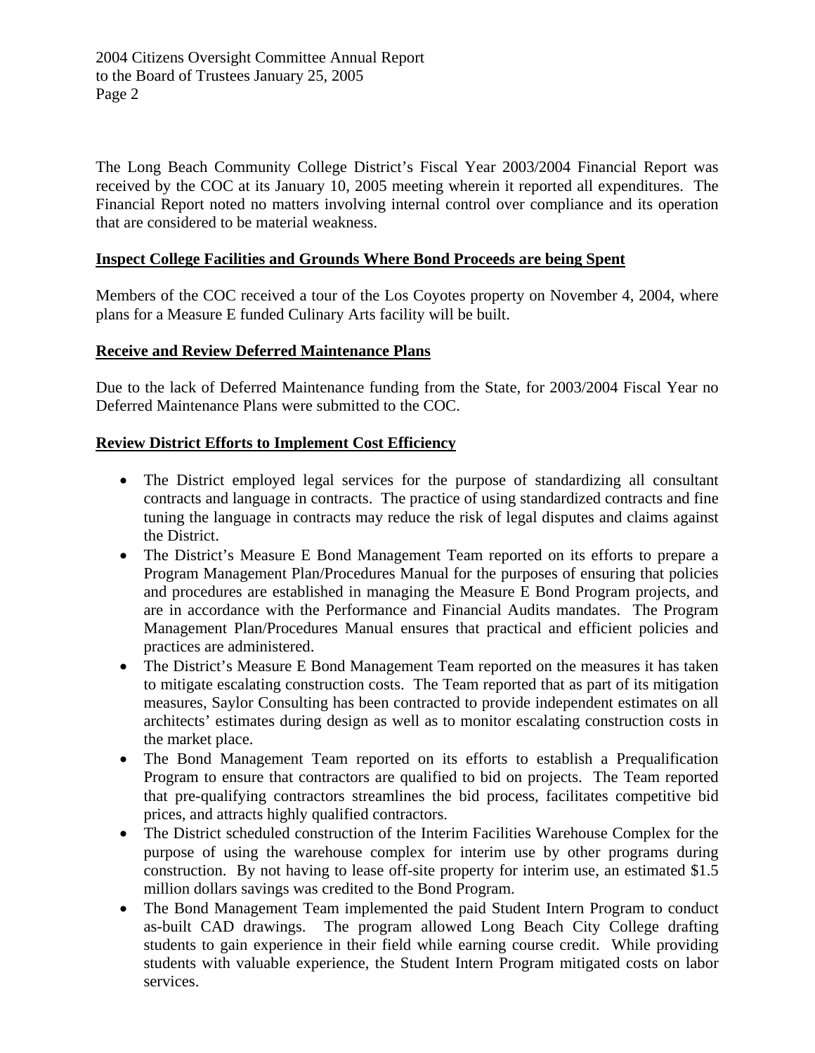The Long Beach Community College District's Fiscal Year 2003/2004 Financial Report was received by the COC at its January 10, 2005 meeting wherein it reported all expenditures. The Financial Report noted no matters involving internal control over compliance and its operation that are considered to be material weakness.

**Inspect College Facilities and Grounds Where Bond Proceeds are being Spent**

Members of the COC received a tour of the Los Coyotes property on November 4, 2004, where plans for a Measure E funded Culinary Arts facility will be built.

**Receive and Review Deferred Maintenance Plans**

Due to the lack of Deferred Maintenance funding from the State, for 2003/2004 Fiscal Year no Deferred Maintenance Plans were submitted to the COC.

**Review District Efforts to Implement Cost Efficiency**

- The District employed legal services for the purpose of standardizing all consultant contracts and language in contracts. The practice of using standardized contracts and fine tuning the language in contracts may reduce the risk of legal disputes and claims against the District.
- The District's Measure E Bond Management Team reported on its efforts to prepare a Program Management Plan/Procedures Manual for the purposes of ensuring that policies and procedures are established in managing the Measure E Bond Program projects, and are in accordance with the Performance and Financial Audits mandates. The Program Management Plan/Procedures Manual ensures that practical and efficient policies and practices are administered.
- The District's Measure E Bond Management Team reported on the measures it has taken to mitigate escalating construction costs. The Team reported that as part of its mitigation measures, Saylor Consulting has been contracted to provide independent estimates on all architects' estimates during design as well as to monitor escalating construction costs in the market place.
- The Bond Management Team reported on its efforts to establish a Prequalification Program to ensure that contractors are qualified to bid on projects. The Team reported that pre-qualifying contractors streamlines the bid process, facilitates competitive bid prices, and attracts highly qualified contractors.
- The District scheduled construction of the Interim Facilities Warehouse Complex for the purpose of using the warehouse complex for interim use by other programs during construction. By not having to lease off-site property for interim use, an estimated $1.5 million dollars savings was credited to the Bond Program.
- The Bond Management Team implemented the paid Student Intern Program to conduct as-built CAD drawings. The program allowed Long Beach City College drafting students to gain experience in their field while earning course credit. While providing students with valuable experience, the Student Intern Program mitigated costs on labor services.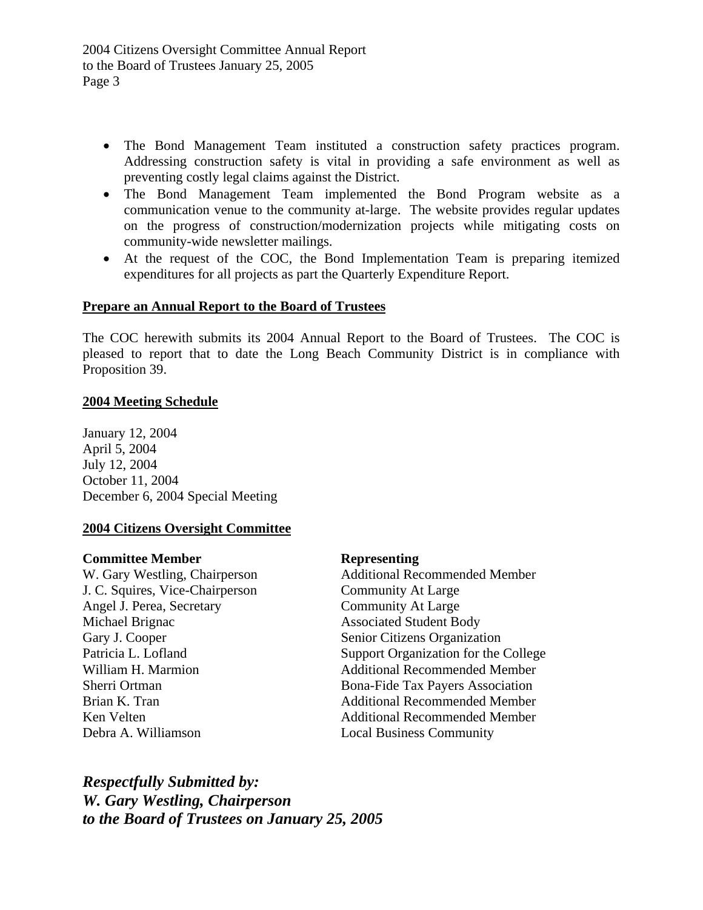- The Bond Management Team instituted a construction safety practices program. Addressing construction safety is vital in providing a safe environment as well as preventing costly legal claims against the District.
- The Bond Management Team implemented the Bond Program website as a communication venue to the community at-large. The website provides regular updates on the progress of construction/modernization projects while mitigating costs on community-wide newsletter mailings.
- At the request of the COC, the Bond Implementation Team is preparing itemized expenditures for all projects as part the Quarterly Expenditure Report.

**Prepare an Annual Report to the Board of Trustees**

The COC herewith submits its 2004 Annual Report to the Board of Trustees. The COC is pleased to report that to date the Long Beach Community District is in compliance with Proposition 39.

**2004 Meeting Schedule**

January 12, 2004
April 5, 2004
July 12, 2004
October 11, 2004
December 6, 2004 Special Meeting

**2004 Citizens Oversight Committee**

| Committee Member | Representing |
|---|---|
| W. Gary Westling, Chairperson | Additional Recommended Member |
| J. C. Squires, Vice-Chairperson | Community At Large |
| Angel J. Perea, Secretary | Community At Large |
| Michael Brignac | Associated Student Body |
| Gary J. Cooper | Senior Citizens Organization |
| Patricia L. Lofland | Support Organization for the College |
| William H. Marmion | Additional Recommended Member |
| Sherri Ortman | Bona-Fide Tax Payers Association |
| Brian K. Tran | Additional Recommended Member |
| Ken Velten | Additional Recommended Member |
| Debra A. Williamson | Local Business Community |

***Respectfully Submitted by:***
***W. Gary Westling, Chairperson***
***to the Board of Trustees on January 25, 2005***